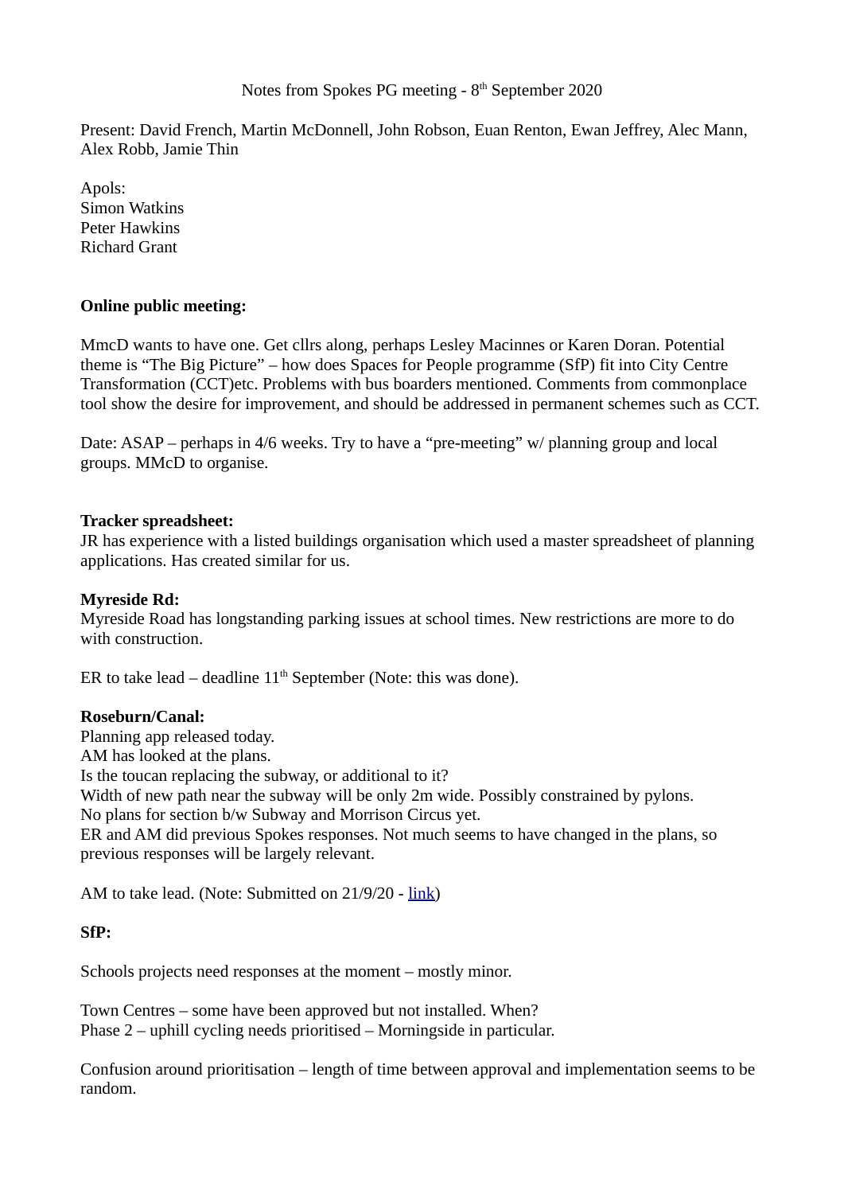Notes from Spokes PG meeting - 8th September 2020

Present: David French, Martin McDonnell, John Robson, Euan Renton, Ewan Jeffrey, Alec Mann, Alex Robb, Jamie Thin

Apols:
Simon Watkins
Peter Hawkins
Richard Grant

**Online public meeting:**

MmcD wants to have one. Get cllrs along, perhaps Lesley Macinnes or Karen Doran. Potential theme is "The Big Picture" – how does Spaces for People programme (SfP) fit into City Centre Transformation (CCT)etc. Problems with bus boarders mentioned. Comments from commonplace tool show the desire for improvement, and should be addressed in permanent schemes such as CCT.

Date: ASAP – perhaps in 4/6 weeks. Try to have a "pre-meeting" w/ planning group and local groups. MMcD to organise.

**Tracker spreadsheet:**
JR has experience with a listed buildings organisation which used a master spreadsheet of planning applications. Has created similar for us.

**Myreside Rd:**
Myreside Road has longstanding parking issues at school times. New restrictions are more to do with construction.

ER to take lead – deadline 11th September (Note: this was done).

**Roseburn/Canal:**
Planning app released today.
AM has looked at the plans.
Is the toucan replacing the subway, or additional to it?
Width of new path near the subway will be only 2m wide. Possibly constrained by pylons.
No plans for section b/w Subway and Morrison Circus yet.
ER and AM did previous Spokes responses. Not much seems to have changed in the plans, so previous responses will be largely relevant.

AM to take lead. (Note: Submitted on 21/9/20 - link)

**SfP:**

Schools projects need responses at the moment – mostly minor.

Town Centres – some have been approved but not installed. When?
Phase 2 – uphill cycling needs prioritised – Morningside in particular.

Confusion around prioritisation – length of time between approval and implementation seems to be random.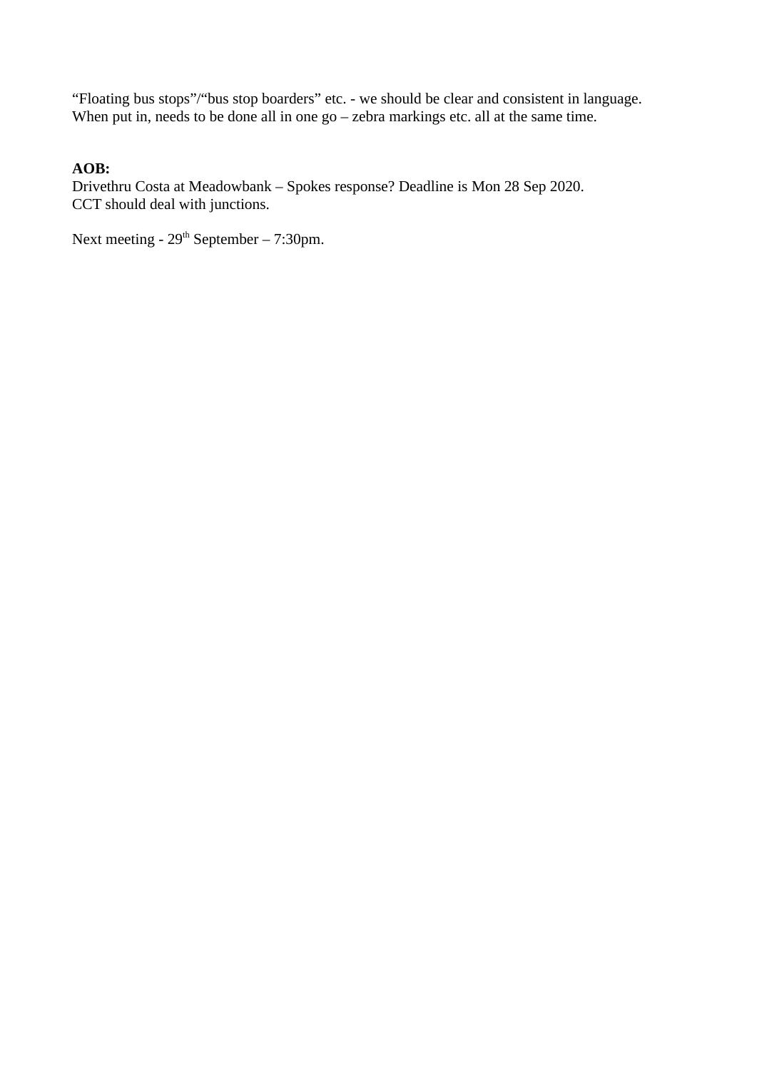"Floating bus stops"/"bus stop boarders" etc. - we should be clear and consistent in language.
When put in, needs to be done all in one go – zebra markings etc. all at the same time.

**AOB:**
Drivethru Costa at Meadowbank – Spokes response? Deadline is Mon 28 Sep 2020.
CCT should deal with junctions.

Next meeting - 29th September – 7:30pm.